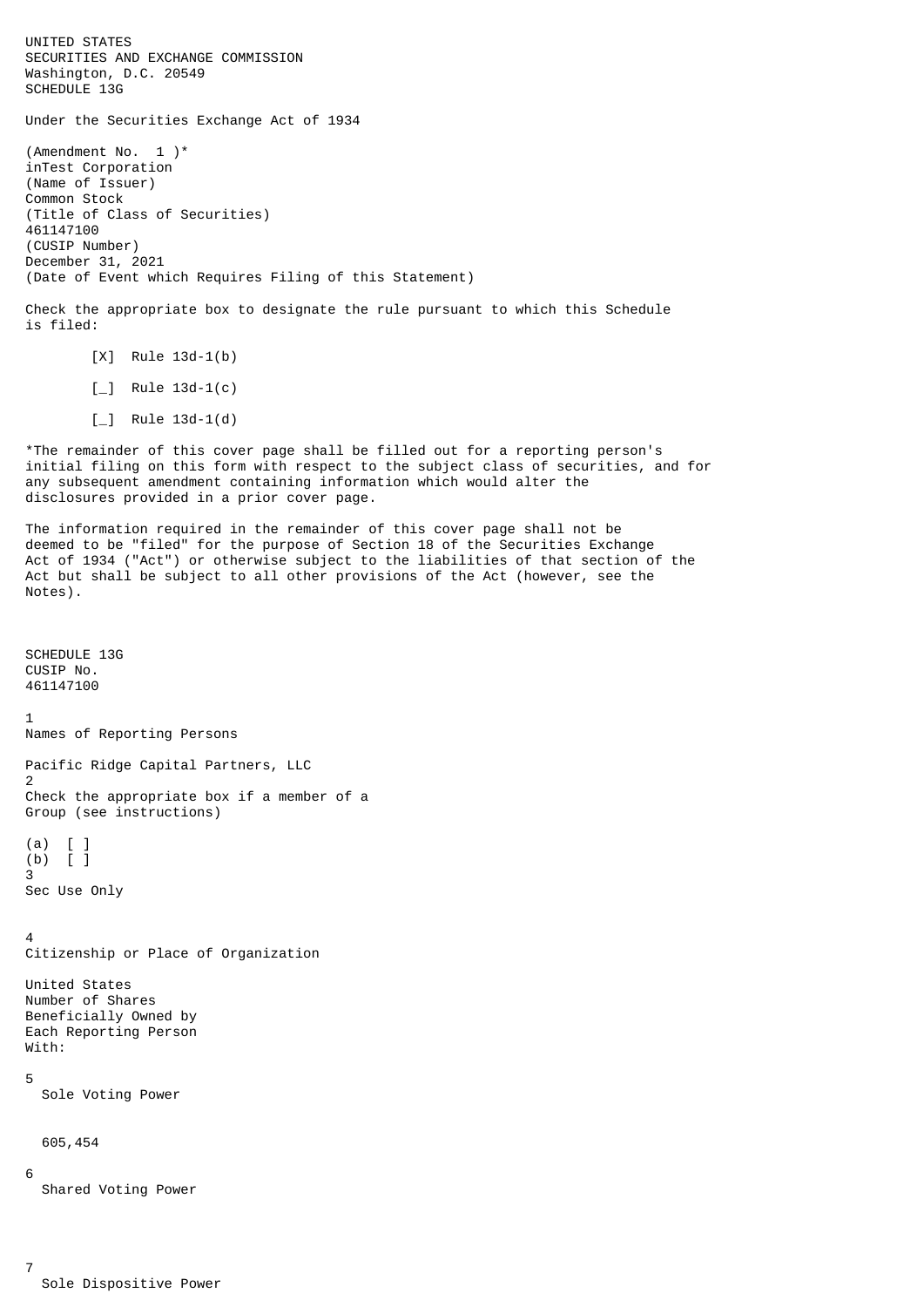UNITED STATES
SECURITIES AND EXCHANGE COMMISSION
Washington, D.C. 20549
SCHEDULE 13G

Under the Securities Exchange Act of 1934

(Amendment No. 1 )*
inTest Corporation
(Name of Issuer)
Common Stock
(Title of Class of Securities)
461147100
(CUSIP Number)
December 31, 2021
(Date of Event which Requires Filing of this Statement)

Check the appropriate box to designate the rule pursuant to which this Schedule is filed:

[X] Rule 13d-1(b)

[_] Rule 13d-1(c)

[_] Rule 13d-1(d)

*The remainder of this cover page shall be filled out for a reporting person's initial filing on this form with respect to the subject class of securities, and for any subsequent amendment containing information which would alter the disclosures provided in a prior cover page.

The information required in the remainder of this cover page shall not be deemed to be "filed" for the purpose of Section 18 of the Securities Exchange Act of 1934 ("Act") or otherwise subject to the liabilities of that section of the Act but shall be subject to all other provisions of the Act (however, see the Notes).

SCHEDULE 13G
CUSIP No.
461147100

1
Names of Reporting Persons

Pacific Ridge Capital Partners, LLC

2
Check the appropriate box if a member of a Group (see instructions)

(a) [ ]
(b) [ ]

3
Sec Use Only

4
Citizenship or Place of Organization

United States

Number of Shares Beneficially Owned by Each Reporting Person With:

5
Sole Voting Power

605,454

6
Shared Voting Power

7
Sole Dispositive Power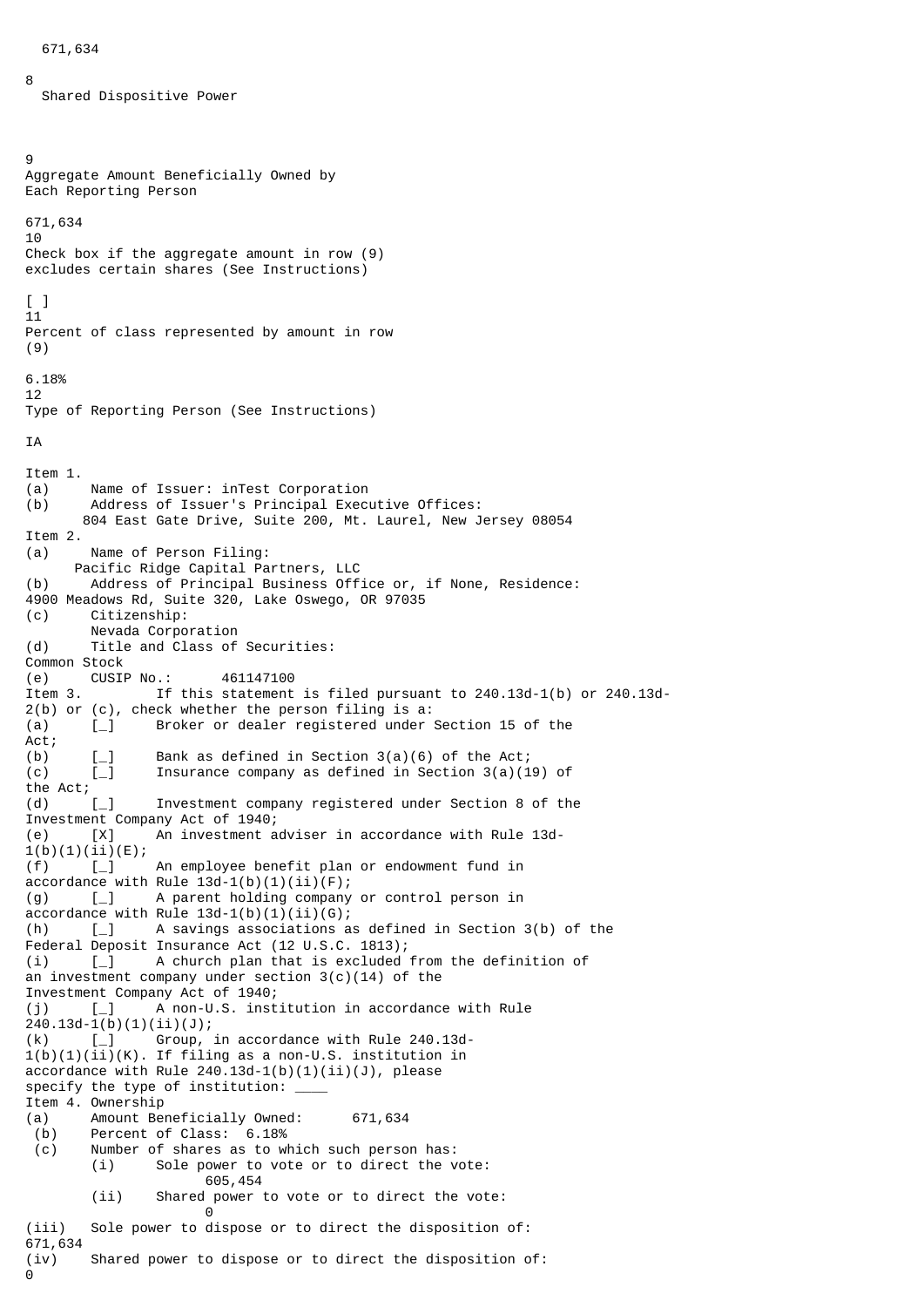671,634

8
Shared Dispositive Power

9
Aggregate Amount Beneficially Owned by Each Reporting Person

671,634

10
Check box if the aggregate amount in row (9) excludes certain shares (See Instructions)

[ ]

11
Percent of class represented by amount in row (9)

6.18%

12
Type of Reporting Person (See Instructions)

IA

Item 1.
(a) Name of Issuer: inTest Corporation
(b) Address of Issuer's Principal Executive Offices:
804 East Gate Drive, Suite 200, Mt. Laurel, New Jersey 08054

Item 2.
(a) Name of Person Filing:
Pacific Ridge Capital Partners, LLC
(b) Address of Principal Business Office or, if None, Residence:
4900 Meadows Rd, Suite 320, Lake Oswego, OR 97035
(c) Citizenship:
Nevada Corporation
(d) Title and Class of Securities:
Common Stock
(e) CUSIP No.: 461147100

Item 3. If this statement is filed pursuant to 240.13d-1(b) or 240.13d-2(b) or (c), check whether the person filing is a:
(a) [_] Broker or dealer registered under Section 15 of the Act;
(b) [_] Bank as defined in Section 3(a)(6) of the Act;
(c) [_] Insurance company as defined in Section 3(a)(19) of the Act;
(d) [_] Investment company registered under Section 8 of the Investment Company Act of 1940;
(e) [X] An investment adviser in accordance with Rule 13d-1(b)(1)(ii)(E);
(f) [_] An employee benefit plan or endowment fund in accordance with Rule 13d-1(b)(1)(ii)(F);
(g) [_] A parent holding company or control person in accordance with Rule 13d-1(b)(1)(ii)(G);
(h) [_] A savings associations as defined in Section 3(b) of the Federal Deposit Insurance Act (12 U.S.C. 1813);
(i) [_] A church plan that is excluded from the definition of an investment company under section 3(c)(14) of the Investment Company Act of 1940;
(j) [_] A non-U.S. institution in accordance with Rule 240.13d-1(b)(1)(ii)(J);
(k) [_] Group, in accordance with Rule 240.13d-1(b)(1)(ii)(K). If filing as a non-U.S. institution in accordance with Rule 240.13d-1(b)(1)(ii)(J), please specify the type of institution: ____

Item 4. Ownership
(a) Amount Beneficially Owned: 671,634
(b) Percent of Class: 6.18%
(c) Number of shares as to which such person has:
(i) Sole power to vote or to direct the vote:
605,454
(ii) Shared power to vote or to direct the vote:
0
(iii) Sole power to dispose or to direct the disposition of:
671,634
(iv) Shared power to dispose or to direct the disposition of:
0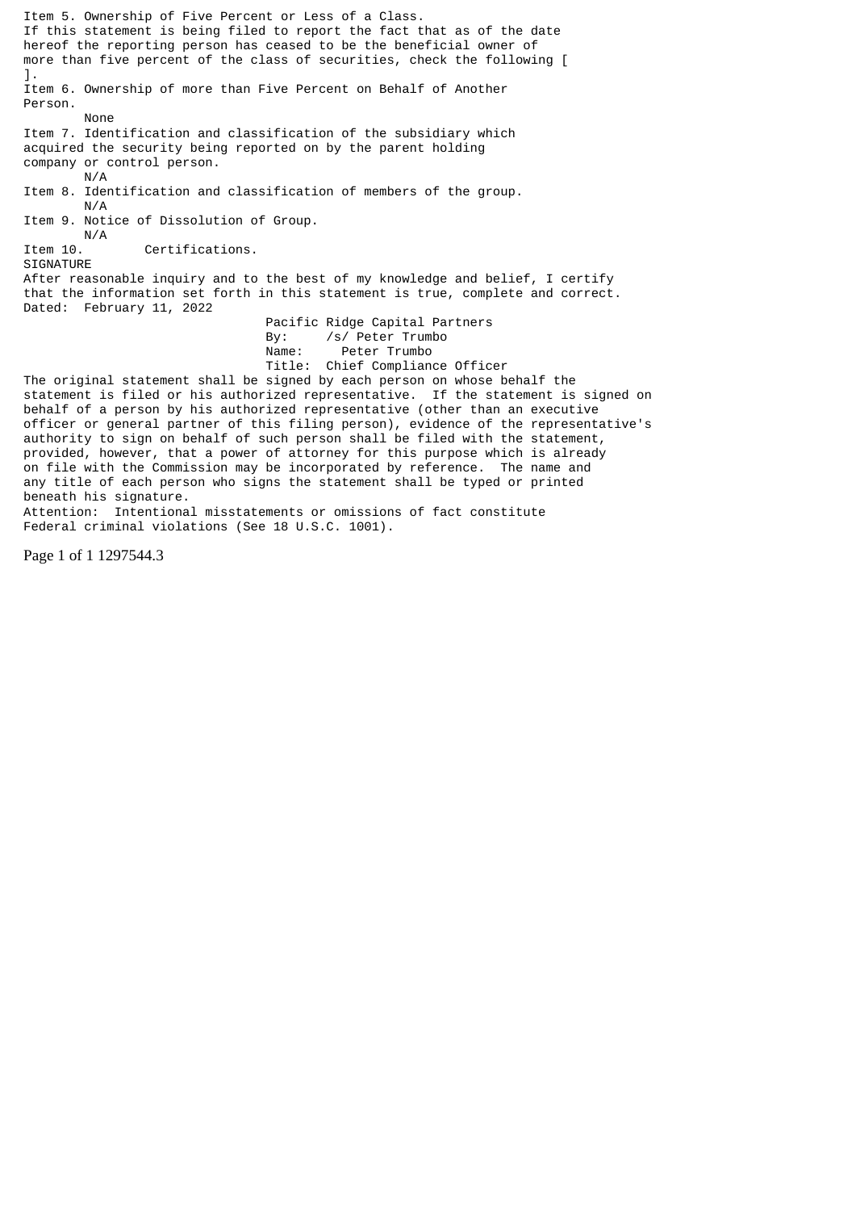Item 5. Ownership of Five Percent or Less of a Class.

If this statement is being filed to report the fact that as of the date hereof the reporting person has ceased to be the beneficial owner of more than five percent of the class of securities, check the following [ ].

Item 6. Ownership of more than Five Percent on Behalf of Another Person.

None

Item 7. Identification and classification of the subsidiary which acquired the security being reported on by the parent holding company or control person.

N/A

Item 8. Identification and classification of members of the group.

N/A

Item 9. Notice of Dissolution of Group.

N/A

Item 10. Certifications.

SIGNATURE

After reasonable inquiry and to the best of my knowledge and belief, I certify that the information set forth in this statement is true, complete and correct.

Dated: February 11, 2022

Pacific Ridge Capital Partners

By: /s/ Peter Trumbo

Name: Peter Trumbo

Title: Chief Compliance Officer

The original statement shall be signed by each person on whose behalf the statement is filed or his authorized representative. If the statement is signed on behalf of a person by his authorized representative (other than an executive officer or general partner of this filing person), evidence of the representative's authority to sign on behalf of such person shall be filed with the statement, provided, however, that a power of attorney for this purpose which is already on file with the Commission may be incorporated by reference. The name and any title of each person who signs the statement shall be typed or printed beneath his signature.

Attention: Intentional misstatements or omissions of fact constitute Federal criminal violations (See 18 U.S.C. 1001).

1297544.3